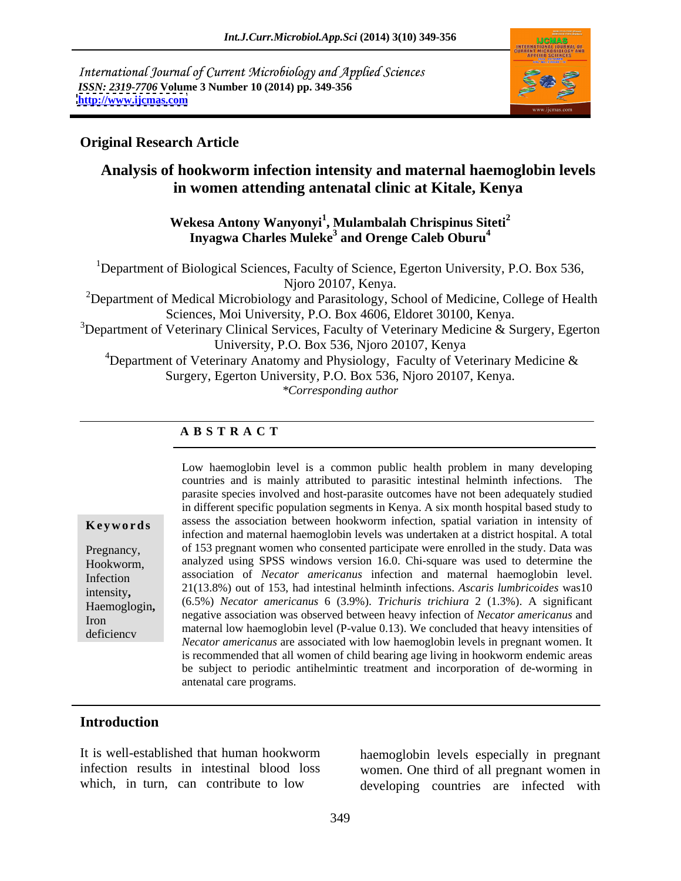International Journal of Current Microbiology and Applied Sciences
*ISSN: 2319-7706* **Volume 3 Number 10 (2014) pp. 349-356**
**http://www.ijcmas.com**

**Original Research Article**

# Analysis of hookworm infection intensity and maternal haemoglobin levels in women attending antenatal clinic at Kitale, Kenya

**Wekesa Antony Wanyonyi[1], Mulambalah Chrispinus Siteti[2] Inyagwa Charles Muleke[3] and Orenge Caleb Oburu[4]**

[1]Department of Biological Sciences, Faculty of Science, Egerton University, P.O. Box 536, Njoro 20107, Kenya.

[2]Department of Medical Microbiology and Parasitology, School of Medicine, College of Health Sciences, Moi University, P.O. Box 4606, Eldoret 30100, Kenya.

[3]Department of Veterinary Clinical Services, Faculty of Veterinary Medicine & Surgery, Egerton University, P.O. Box 536, Njoro 20107, Kenya

[4]Department of Veterinary Anatomy and Physiology, Faculty of Veterinary Medicine & Surgery, Egerton University, P.O. Box 536, Njoro 20107, Kenya.

*\*Corresponding author*

## A B S T R A C T

**Keywords**

Pregnancy, Hookworm, Infection intensity, Haemoglogin, Iron deficiency

Low haemoglobin level is a common public health problem in many developing countries and is mainly attributed to parasitic intestinal helminth infections. The parasite species involved and host-parasite outcomes have not been adequately studied in different specific population segments in Kenya. A six month hospital based study to assess the association between hookworm infection, spatial variation in intensity of infection and maternal haemoglobin levels was undertaken at a district hospital. A total of 153 pregnant women who consented participate were enrolled in the study. Data was analyzed using SPSS windows version 16.0. Chi-square was used to determine the association of *Necator americanus* infection and maternal haemoglobin level. 21(13.8%) out of 153, had intestinal helminth infections. *Ascaris lumbricoides* was10 (6.5%) *Necator americanus* 6 (3.9%). *Trichuris trichiura* 2 (1.3%). A significant negative association was observed between heavy infection of *Necator americanus* and maternal low haemoglobin level (P-value 0.13). We concluded that heavy intensities of *Necator americanus* are associated with low haemoglobin levels in pregnant women. It is recommended that all women of child bearing age living in hookworm endemic areas be subject to periodic antihelmintic treatment and incorporation of de-worming in antenatal care programs.

## Introduction

It is well-established that human hookworm infection results in intestinal blood loss which, in turn, can contribute to low haemoglobin levels especially in pregnant women. One third of all pregnant women in developing countries are infected with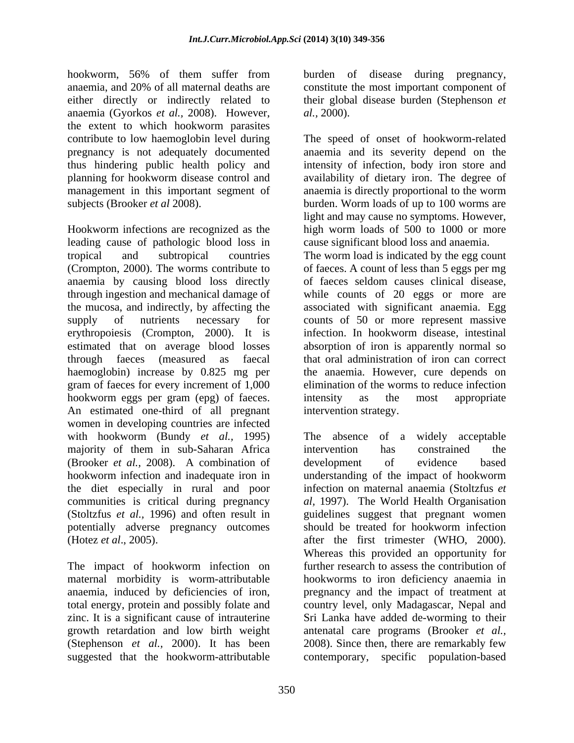hookworm, 56% of them suffer from anaemia, and 20% of all maternal deaths are either directly or indirectly related to anaemia (Gyorkos *et al.,* 2008). However, the extent to which hookworm parasites contribute to low haemoglobin level during pregnancy is not adequately documented thus hindering public health policy and planning for hookworm disease control and management in this important segment of subjects (Brooker *et al* 2008).

Hookworm infections are recognized as the leading cause of pathologic blood loss in tropical and subtropical countries (Crompton, 2000). The worms contribute to anaemia by causing blood loss directly through ingestion and mechanical damage of the mucosa, and indirectly, by affecting the supply of nutrients necessary for erythropoiesis (Crompton, 2000). It is estimated that on average blood losses through faeces (measured as faecal haemoglobin) increase by 0.825 mg per gram of faeces for every increment of 1,000 hookworm eggs per gram (epg) of faeces. An estimated one-third of all pregnant women in developing countries are infected with hookworm (Bundy *et al.,* 1995) majority of them in sub-Saharan Africa (Brooker *et al.,* 2008). A combination of hookworm infection and inadequate iron in the diet especially in rural and poor communities is critical during pregnancy (Stoltzfus *et al.,* 1996) and often result in potentially adverse pregnancy outcomes (Hotez *et al*., 2005).

The impact of hookworm infection on maternal morbidity is worm-attributable anaemia, induced by deficiencies of iron, total energy, protein and possibly folate and zinc. It is a significant cause of intrauterine growth retardation and low birth weight (Stephenson *et al.,* 2000). It has been suggested that the hookworm-attributable burden of disease during pregnancy, constitute the most important component of their global disease burden (Stephenson *et al.,* 2000).

The speed of onset of hookworm-related anaemia and its severity depend on the intensity of infection, body iron store and availability of dietary iron. The degree of anaemia is directly proportional to the worm burden. Worm loads of up to 100 worms are light and may cause no symptoms. However, high worm loads of 500 to 1000 or more cause significant blood loss and anaemia. The worm load is indicated by the egg count of faeces. A count of less than 5 eggs per mg of faeces seldom causes clinical disease, while counts of 20 eggs or more are associated with significant anaemia. Egg counts of 50 or more represent massive infection. In hookworm disease, intestinal absorption of iron is apparently normal so that oral administration of iron can correct the anaemia. However, cure depends on elimination of the worms to reduce infection intensity as the most appropriate intervention strategy.

The absence of a widely acceptable intervention has constrained the development of evidence based understanding of the impact of hookworm infection on maternal anaemia (Stoltzfus *et al*, 1997). The World Health Organisation guidelines suggest that pregnant women should be treated for hookworm infection after the first trimester (WHO, 2000). Whereas this provided an opportunity for further research to assess the contribution of hookworms to iron deficiency anaemia in pregnancy and the impact of treatment at country level, only Madagascar, Nepal and Sri Lanka have added de-worming to their antenatal care programs (Brooker *et al.,* 2008). Since then, there are remarkably few contemporary, specific population-based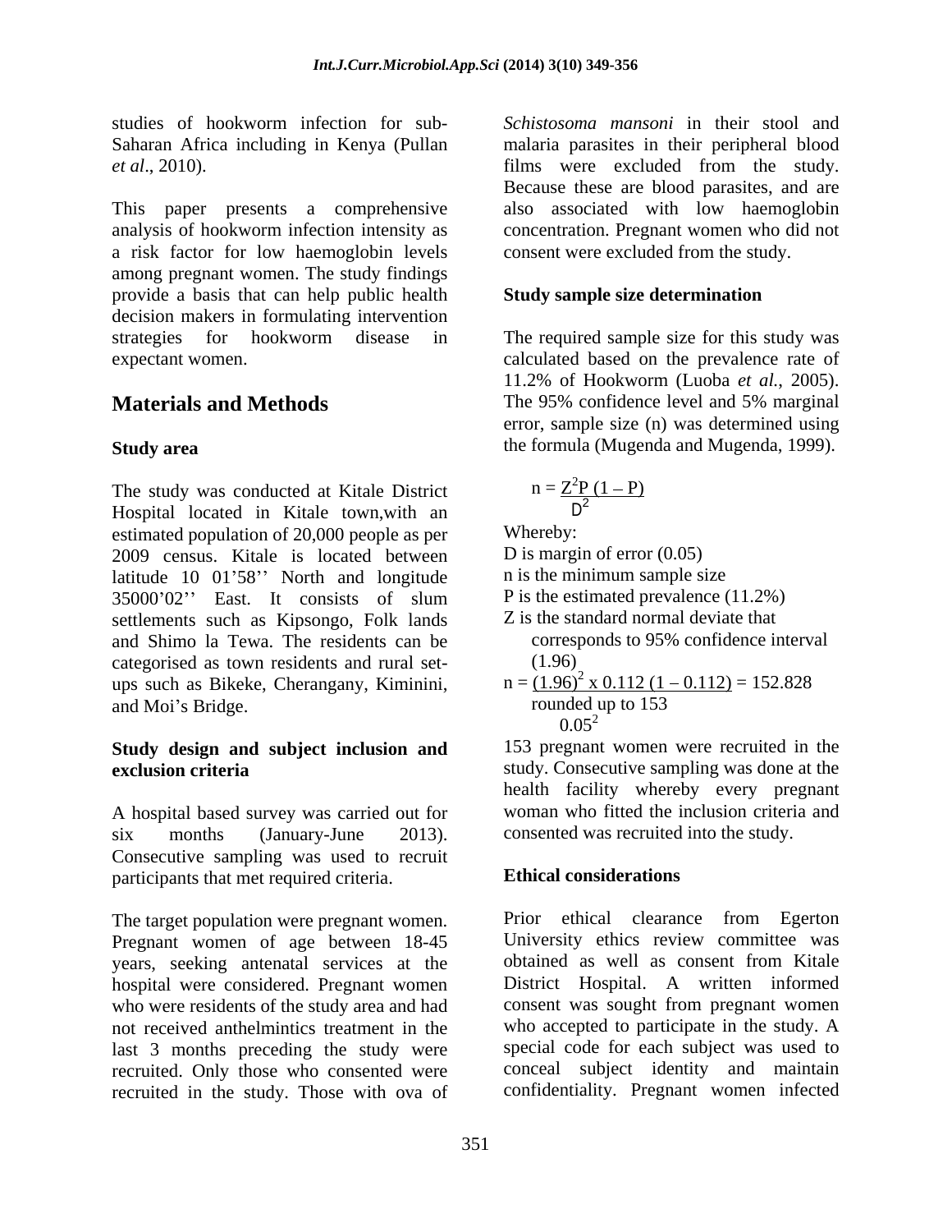studies of hookworm infection for sub-Saharan Africa including in Kenya (Pullan *et al*., 2010).

This paper presents a comprehensive analysis of hookworm infection intensity as a risk factor for low haemoglobin levels among pregnant women. The study findings provide a basis that can help public health decision makers in formulating intervention strategies for hookworm disease in expectant women.

## Materials and Methods

### Study area

The study was conducted at Kitale District Hospital located in Kitale town,with an estimated population of 20,000 people as per 2009 census. Kitale is located between latitude 10 01'58'' North and longitude 35000'02'' East. It consists of slum settlements such as Kipsongo, Folk lands and Shimo la Tewa. The residents can be categorised as town residents and rural set-ups such as Bikeke, Cherangany, Kiminini, and Moi's Bridge.

### Study design and subject inclusion and exclusion criteria

A hospital based survey was carried out for six months (January-June 2013). Consecutive sampling was used to recruit participants that met required criteria.

The target population were pregnant women. Pregnant women of age between 18-45 years, seeking antenatal services at the hospital were considered. Pregnant women who were residents of the study area and had not received anthelmintics treatment in the last 3 months preceding the study were recruited. Only those who consented were recruited in the study. Those with ova of *Schistosoma mansoni* in their stool and malaria parasites in their peripheral blood films were excluded from the study. Because these are blood parasites, and are also associated with low haemoglobin concentration. Pregnant women who did not consent were excluded from the study.

### Study sample size determination

The required sample size for this study was calculated based on the prevalence rate of 11.2% of Hookworm (Luoba *et al.*, 2005). The 95% confidence level and 5% marginal error, sample size (n) was determined using the formula (Mugenda and Mugenda, 1999).

$$n = \frac{Z^2 P(1 - P)}{D^2}$$

Whereby:

D is margin of error (0.05)

n is the minimum sample size

P is the estimated prevalence (11.2%)

Z is the standard normal deviate that corresponds to 95% confidence interval (1.96)

$$n = \frac{(1.96)^2 \times 0.112\,(1 - 0.112)}{0.05^2} = 152.828$$

rounded up to 153

153 pregnant women were recruited in the study. Consecutive sampling was done at the health facility whereby every pregnant woman who fitted the inclusion criteria and consented was recruited into the study.

### Ethical considerations

Prior ethical clearance from Egerton University ethics review committee was obtained as well as consent from Kitale District Hospital. A written informed consent was sought from pregnant women who accepted to participate in the study. A special code for each subject was used to conceal subject identity and maintain confidentiality. Pregnant women infected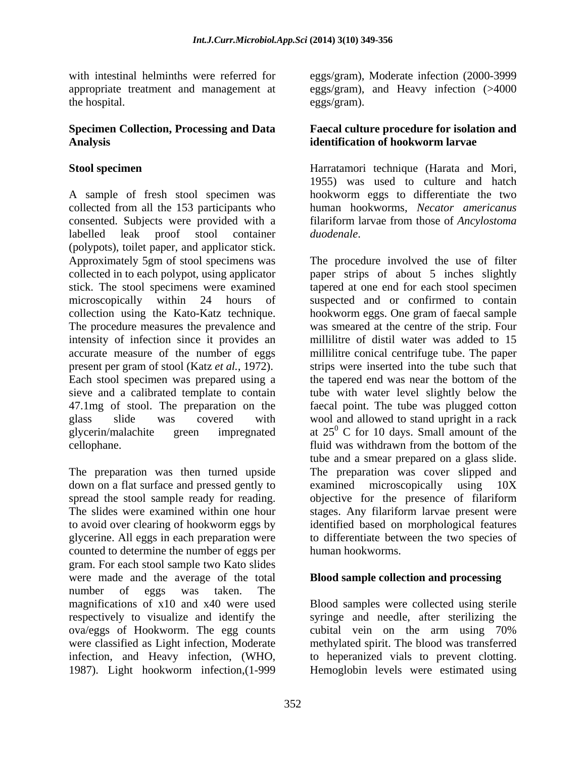with intestinal helminths were referred for appropriate treatment and management at the hospital.

### Specimen Collection, Processing and Data Analysis

#### Stool specimen

A sample of fresh stool specimen was collected from all the 153 participants who consented. Subjects were provided with a labelled leak proof stool container (polypots), toilet paper, and applicator stick. Approximately 5gm of stool specimens was collected in to each polypot, using applicator stick. The stool specimens were examined microscopically within 24 hours of collection using the Kato-Katz technique. The procedure measures the prevalence and intensity of infection since it provides an accurate measure of the number of eggs present per gram of stool (Katz *et al.*, 1972). Each stool specimen was prepared using a sieve and a calibrated template to contain 47.1mg of stool. The preparation on the glass slide was covered with glycerin/malachite green impregnated cellophane.

The preparation was then turned upside down on a flat surface and pressed gently to spread the stool sample ready for reading. The slides were examined within one hour to avoid over clearing of hookworm eggs by glycerine. All eggs in each preparation were counted to determine the number of eggs per gram. For each stool sample two Kato slides were made and the average of the total number of eggs was taken. The magnifications of x10 and x40 were used respectively to visualize and identify the ova/eggs of Hookworm. The egg counts were classified as Light infection, Moderate infection, and Heavy infection, (WHO, 1987). Light hookworm infection,(1-999 eggs/gram), Moderate infection (2000-3999 eggs/gram), and Heavy infection (>4000 eggs/gram).

#### Faecal culture procedure for isolation and identification of hookworm larvae

Harratamori technique (Harata and Mori, 1955) was used to culture and hatch hookworm eggs to differentiate the two human hookworms, *Necator americanus* filariform larvae from those of *Ancylostoma duodenale*.

The procedure involved the use of filter paper strips of about 5 inches slightly tapered at one end for each stool specimen suspected and or confirmed to contain hookworm eggs. One gram of faecal sample was smeared at the centre of the strip. Four millilitre of distil water was added to 15 millilitre conical centrifuge tube. The paper strips were inserted into the tube such that the tapered end was near the bottom of the tube with water level slightly below the faecal point. The tube was plugged cotton wool and allowed to stand upright in a rack at $25^0$ C for 10 days. Small amount of the fluid was withdrawn from the bottom of the tube and a smear prepared on a glass slide. The preparation was cover slipped and examined microscopically using 10X objective for the presence of filariform stages. Any filariform larvae present were identified based on morphological features to differentiate between the two species of human hookworms.

#### Blood sample collection and processing

Blood samples were collected using sterile syringe and needle, after sterilizing the cubital vein on the arm using 70% methylated spirit. The blood was transferred to heperanized vials to prevent clotting. Hemoglobin levels were estimated using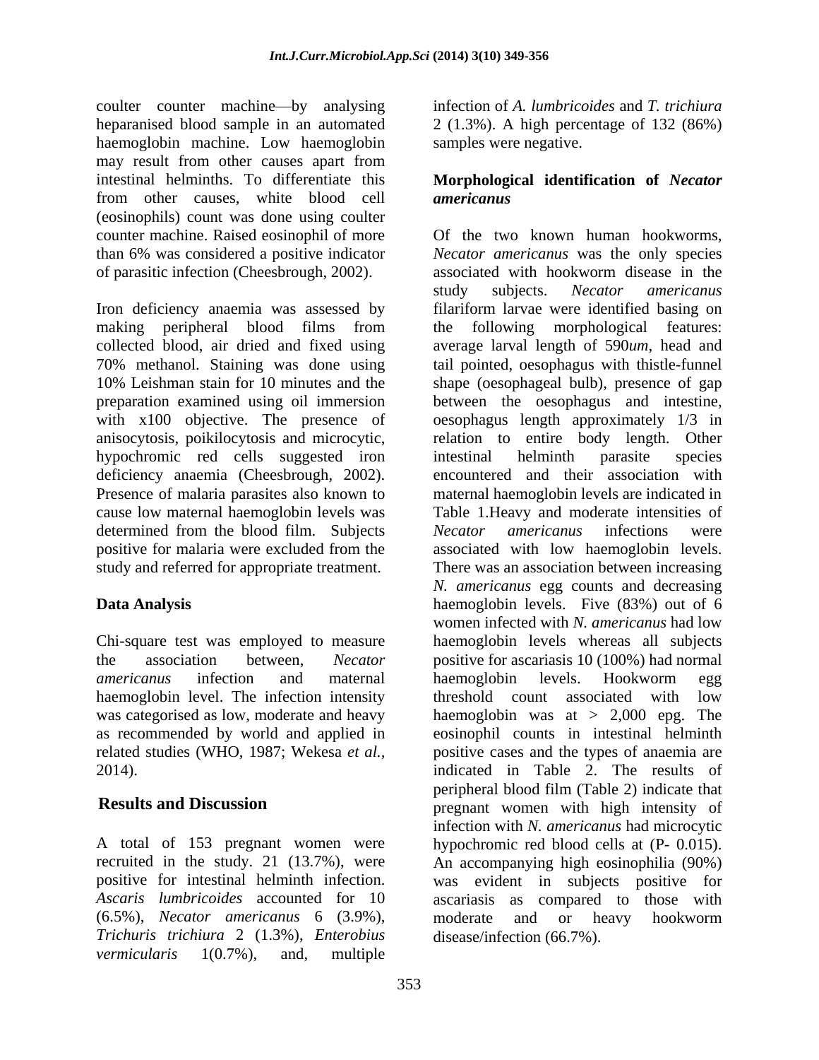coulter counter machine—by analysing heparanised blood sample in an automated haemoglobin machine. Low haemoglobin may result from other causes apart from intestinal helminths. To differentiate this from other causes, white blood cell (eosinophils) count was done using coulter counter machine. Raised eosinophil of more than 6% was considered a positive indicator of parasitic infection (Cheesbrough, 2002).

Iron deficiency anaemia was assessed by making peripheral blood films from collected blood, air dried and fixed using 70% methanol. Staining was done using 10% Leishman stain for 10 minutes and the preparation examined using oil immersion with x100 objective. The presence of anisocytosis, poikilocytosis and microcytic, hypochromic red cells suggested iron deficiency anaemia (Cheesbrough, 2002). Presence of malaria parasites also known to cause low maternal haemoglobin levels was determined from the blood film. Subjects positive for malaria were excluded from the study and referred for appropriate treatment.

## Data Analysis

Chi-square test was employed to measure the association between, *Necator americanus* infection and maternal haemoglobin level. The infection intensity was categorised as low, moderate and heavy as recommended by world and applied in related studies (WHO, 1987; Wekesa *et al.*, 2014).

## Results and Discussion

A total of 153 pregnant women were recruited in the study. 21 (13.7%), were positive for intestinal helminth infection. *Ascaris lumbricoides* accounted for 10 (6.5%), *Necator americanus* 6 (3.9%), *Trichuris trichiura* 2 (1.3%), *Enterobius vermicularis* 1(0.7%), and, multiple infection of *A. lumbricoides* and *T. trichiura* 2 (1.3%). A high percentage of 132 (86%) samples were negative.

### Morphological identification of *Necator americanus*

Of the two known human hookworms, *Necator americanus* was the only species associated with hookworm disease in the study subjects. *Necator americanus* filariform larvae were identified basing on the following morphological features: average larval length of 590*um*, head and tail pointed, oesophagus with thistle-funnel shape (oesophageal bulb), presence of gap between the oesophagus and intestine, oesophagus length approximately 1/3 in relation to entire body length. Other intestinal helminth parasite species encountered and their association with maternal haemoglobin levels are indicated in Table 1.Heavy and moderate intensities of *Necator americanus* infections were associated with low haemoglobin levels. There was an association between increasing *N. americanus* egg counts and decreasing haemoglobin levels. Five (83%) out of 6 women infected with *N. americanus* had low haemoglobin levels whereas all subjects positive for ascariasis 10 (100%) had normal haemoglobin levels. Hookworm egg threshold count associated with low haemoglobin was at > 2,000 epg. The eosinophil counts in intestinal helminth positive cases and the types of anaemia are indicated in Table 2. The results of peripheral blood film (Table 2) indicate that pregnant women with high intensity of infection with *N. americanus* had microcytic hypochromic red blood cells at (P- 0.015). An accompanying high eosinophilia (90%) was evident in subjects positive for ascariasis as compared to those with moderate and or heavy hookworm disease/infection (66.7%).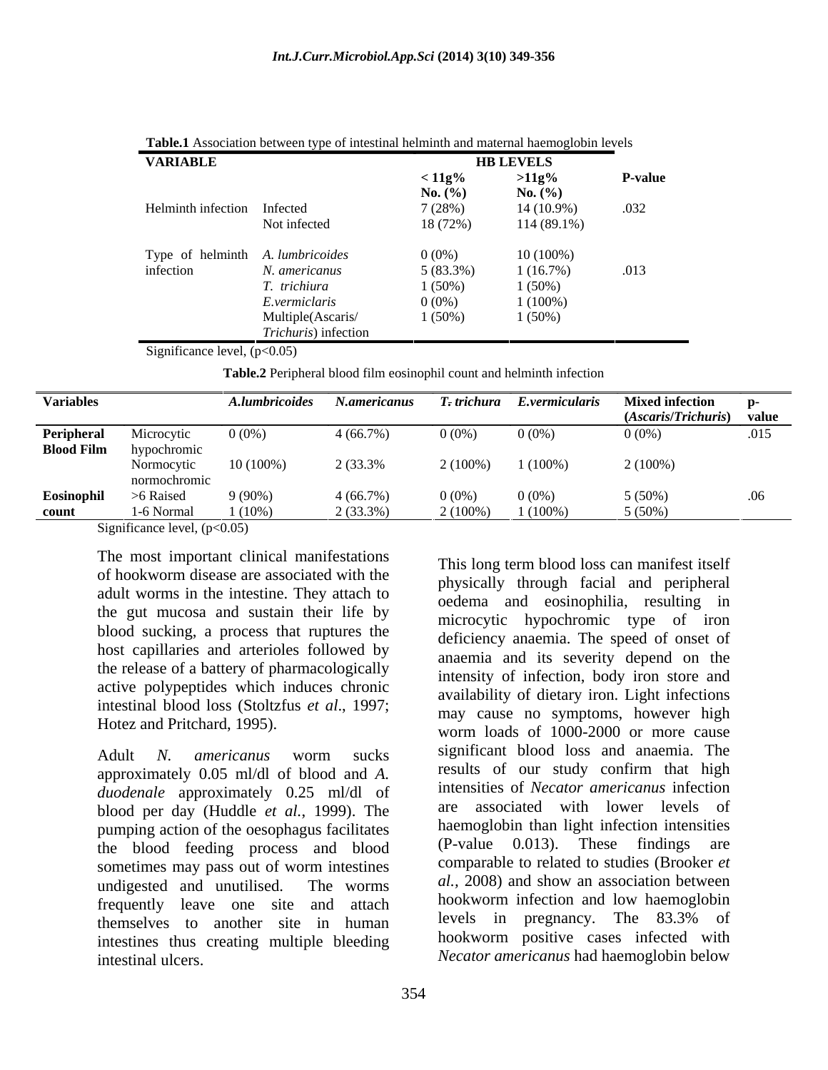**Table.1** Association between type of intestinal helminth and maternal haemoglobin levels

| VARIABLE | | HB LEVELS | | P-value |
|---|---|---|---|---|
| | | < 11g% No. (%) | >11g% No. (%) | |
| Helminth infection | Infected | 7 (28%) | 14 (10.9%) | .032 |
| | Not infected | 18 (72%) | 114 (89.1%) | |
| Type of helminth infection | *A. lumbricoides* | 0 (0%) | 10 (100%) | .013 |
| | *N. americanus* | 5 (83.3%) | 1 (16.7%) | |
| | *T. trichiura* | 1 (50%) | 1 (50%) | |
| | *E.vermiclaris* | 0 (0%) | 1 (100%) | |
| | Multiple(Ascaris/ *Trichuris*) infection | 1 (50%) | 1 (50%) | |

Significance level, ($p<0.05$)

**Table.2** Peripheral blood film eosinophil count and helminth infection

| Variables | | *A.lumbricoides* | *N.americanus* | *T. trichura* | *E.vermicularis* | Mixed infection (*Ascaris/Trichuris*) | p-value |
|---|---|---|---|---|---|---|---|
| **Peripheral Blood Film** | Microcytic hypochromic | 0 (0%) | 4 (66.7%) | 0 (0%) | 0 (0%) | 0 (0%) | .015 |
| | Normocytic normochromic | 10 (100%) | 2 (33.3% | 2 (100%) | 1 (100%) | 2 (100%) | |
| **Eosinophil count** | >6 Raised | 9 (90%) | 4 (66.7%) | 0 (0%) | 0 (0%) | 5 (50%) | .06 |
| | 1-6 Normal | 1 (10%) | 2 (33.3%) | 2 (100%) | 1 (100%) | 5 (50%) | |

Significance level, ($p<0.05$)

The most important clinical manifestations of hookworm disease are associated with the adult worms in the intestine. They attach to the gut mucosa and sustain their life by blood sucking, a process that ruptures the host capillaries and arterioles followed by the release of a battery of pharmacologically active polypeptides which induces chronic intestinal blood loss (Stoltzfus *et al*., 1997; Hotez and Pritchard, 1995).

Adult *N. americanus* worm sucks approximately 0.05 ml/dl of blood and *A. duodenale* approximately 0.25 ml/dl of blood per day (Huddle *et al.*, 1999). The pumping action of the oesophagus facilitates the blood feeding process and blood sometimes may pass out of worm intestines undigested and unutilised. The worms frequently leave one site and attach themselves to another site in human intestines thus creating multiple bleeding intestinal ulcers.

This long term blood loss can manifest itself physically through facial and peripheral oedema and eosinophilia, resulting in microcytic hypochromic type of iron deficiency anaemia. The speed of onset of anaemia and its severity depend on the intensity of infection, body iron store and availability of dietary iron. Light infections may cause no symptoms, however high worm loads of 1000-2000 or more cause significant blood loss and anaemia. The results of our study confirm that high intensities of *Necator americanus* infection are associated with lower levels of haemoglobin than light infection intensities (P-value 0.013). These findings are comparable to related to studies (Brooker *et al.*, 2008) and show an association between hookworm infection and low haemoglobin levels in pregnancy. The 83.3% of hookworm positive cases infected with *Necator americanus* had haemoglobin below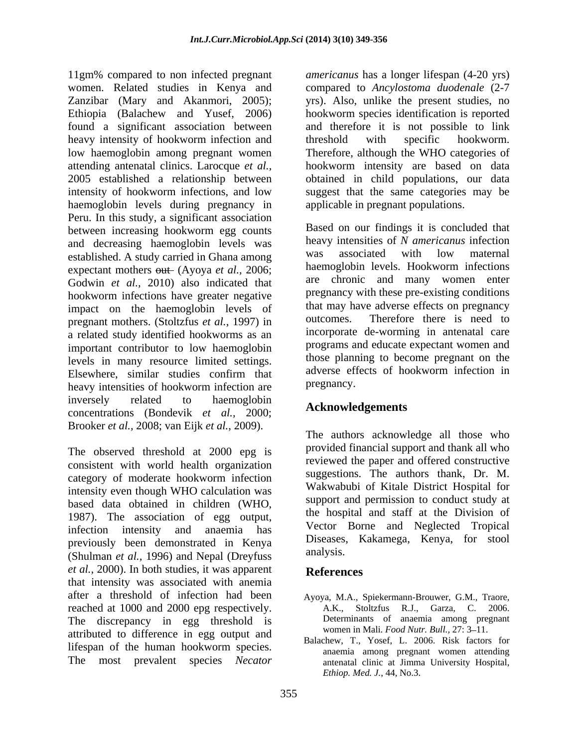11gm% compared to non infected pregnant women. Related studies in Kenya and Zanzibar (Mary and Akanmori, 2005); Ethiopia (Balachew and Yusef, 2006) found a significant association between heavy intensity of hookworm infection and low haemoglobin among pregnant women attending antenatal clinics. Larocque *et al.,* 2005 established a relationship between intensity of hookworm infections, and low haemoglobin levels during pregnancy in Peru. In this study, a significant association between increasing hookworm egg counts and decreasing haemoglobin levels was established. A study carried in Ghana among expectant mothers ~~out~~ (Ayoya *et al.,* 2006; Godwin *et al.,* 2010) also indicated that hookworm infections have greater negative impact on the haemoglobin levels of pregnant mothers. (Stoltzfus *et al.,* 1997) in a related study identified hookworms as an important contributor to low haemoglobin levels in many resource limited settings. Elsewhere, similar studies confirm that heavy intensities of hookworm infection are inversely related to haemoglobin concentrations (Bondevik *et al.,* 2000; Brooker *et al.,* 2008; van Eijk *et al.,* 2009).

The observed threshold at 2000 epg is consistent with world health organization category of moderate hookworm infection intensity even though WHO calculation was based data obtained in children (WHO, 1987). The association of egg output, infection intensity and anaemia has previously been demonstrated in Kenya (Shulman *et al.,* 1996) and Nepal (Dreyfuss *et al.,* 2000). In both studies, it was apparent that intensity was associated with anemia after a threshold of infection had been reached at 1000 and 2000 epg respectively. The discrepancy in egg threshold is attributed to difference in egg output and lifespan of the human hookworm species. The most prevalent species *Necator americanus* has a longer lifespan (4-20 yrs) compared to *Ancylostoma duodenale* (2-7 yrs). Also, unlike the present studies, no hookworm species identification is reported and therefore it is not possible to link threshold with specific hookworm. Therefore, although the WHO categories of hookworm intensity are based on data obtained in child populations, our data suggest that the same categories may be applicable in pregnant populations.

Based on our findings it is concluded that heavy intensities of *N americanus* infection was associated with low maternal haemoglobin levels. Hookworm infections are chronic and many women enter pregnancy with these pre-existing conditions that may have adverse effects on pregnancy outcomes. Therefore there is need to incorporate de-worming in antenatal care programs and educate expectant women and those planning to become pregnant on the adverse effects of hookworm infection in pregnancy.

## Acknowledgements

The authors acknowledge all those who provided financial support and thank all who reviewed the paper and offered constructive suggestions. The authors thank, Dr. M. Wakwabubi of Kitale District Hospital for support and permission to conduct study at the hospital and staff at the Division of Vector Borne and Neglected Tropical Diseases, Kakamega, Kenya, for stool analysis.

## References

Ayoya, M.A., Spiekermann-Brouwer, G.M., Traore, A.K., Stoltzfus R.J., Garza, C. 2006. Determinants of anaemia among pregnant women in Mali. *Food Nutr. Bull.,* 27: 3–11.

Balachew, T., Yosef, L. 2006. Risk factors for anaemia among pregnant women attending antenatal clinic at Jimma University Hospital, *Ethiop. Med. J.*, 44, No.3.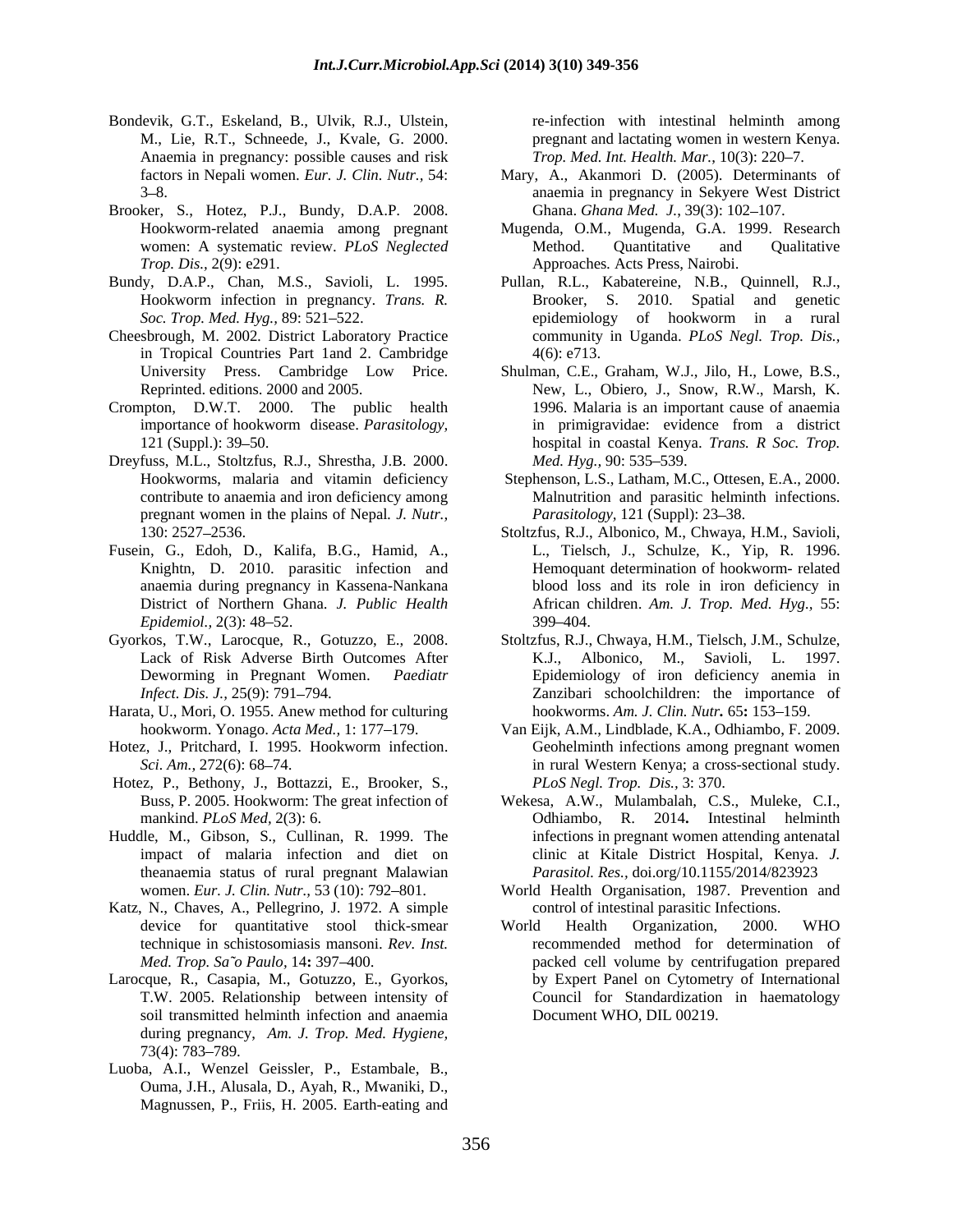Bondevik, G.T., Eskeland, B., Ulvik, R.J., Ulstein, M., Lie, R.T., Schneede, J., Kvale, G. 2000. Anaemia in pregnancy: possible causes and risk factors in Nepali women. *Eur. J. Clin. Nutr.,* 54: 3–8.

Brooker, S., Hotez, P.J., Bundy, D.A.P. 2008. Hookworm-related anaemia among pregnant women: A systematic review. *PLoS Neglected Trop. Dis.,* 2(9): e291.

Bundy, D.A.P., Chan, M.S., Savioli, L. 1995. Hookworm infection in pregnancy. *Trans. R. Soc. Trop. Med. Hyg.,* 89: 521–522.

Cheesbrough, M. 2002. District Laboratory Practice in Tropical Countries Part 1and 2. Cambridge University Press. Cambridge Low Price. Reprinted. editions. 2000 and 2005.

Crompton, D.W.T. 2000. The public health importance of hookworm disease. *Parasitology,* 121 (Suppl.): 39–50.

Dreyfuss, M.L., Stoltzfus, R.J., Shrestha, J.B. 2000. Hookworms, malaria and vitamin deficiency contribute to anaemia and iron deficiency among pregnant women in the plains of Nepal. *J. Nutr.,* 130: 2527–2536.

Fusein, G., Edoh, D., Kalifa, B.G., Hamid, A., Knightn, D. 2010. parasitic infection and anaemia during pregnancy in Kassena-Nankana District of Northern Ghana. *J. Public Health Epidemiol.,* 2(3): 48–52.

Gyorkos, T.W., Larocque, R., Gotuzzo, E., 2008. Lack of Risk Adverse Birth Outcomes After Deworming in Pregnant Women. *Paediatr Infect. Dis. J.,* 25(9): 791–794.

Harata, U., Mori, O. 1955. Anew method for culturing hookworm. Yonago. *Acta Med.,* 1: 177–179.

Hotez, J., Pritchard, I. 1995. Hookworm infection. *Sci. Am.,* 272(6): 68–74.

Hotez, P., Bethony, J., Bottazzi, E., Brooker, S., Buss, P. 2005. Hookworm: The great infection of mankind. *PLoS Med,* 2(3): 6.

Huddle, M., Gibson, S., Cullinan, R. 1999. The impact of malaria infection and diet on theanaemia status of rural pregnant Malawian women. *Eur. J. Clin. Nutr.,* 53 (10): 792–801.

Katz, N., Chaves, A., Pellegrino, J. 1972. A simple device for quantitative stool thick-smear technique in schistosomiasis mansoni. *Rev. Inst. Med. Trop. Sa˜o Paulo,* 14**:** 397–400.

Larocque, R., Casapia, M., Gotuzzo, E., Gyorkos, T.W. 2005. Relationship between intensity of soil transmitted helminth infection and anaemia during pregnancy, *Am. J. Trop. Med. Hygiene,* 73(4): 783–789.

Luoba, A.I., Wenzel Geissler, P., Estambale, B., Ouma, J.H., Alusala, D., Ayah, R., Mwaniki, D., Magnussen, P., Friis, H. 2005. Earth-eating and re-infection with intestinal helminth among pregnant and lactating women in western Kenya. *Trop. Med. Int. Health. Mar.,* 10(3): 220–7.

Mary, A., Akanmori D. (2005). Determinants of anaemia in pregnancy in Sekyere West District Ghana. *Ghana Med. J.,* 39(3): 102–107.

Mugenda, O.M., Mugenda, G.A. 1999. Research Method. Quantitative and Qualitative Approaches. Acts Press, Nairobi.

Pullan, R.L., Kabatereine, N.B., Quinnell, R.J., Brooker, S. 2010. Spatial and genetic epidemiology of hookworm in a rural community in Uganda. *PLoS Negl. Trop. Dis.,* 4(6): e713.

Shulman, C.E., Graham, W.J., Jilo, H., Lowe, B.S., New, L., Obiero, J., Snow, R.W., Marsh, K. 1996. Malaria is an important cause of anaemia in primigravidae: evidence from a district hospital in coastal Kenya. *Trans. R Soc. Trop. Med. Hyg.,* 90: 535–539.

Stephenson, L.S., Latham, M.C., Ottesen, E.A., 2000. Malnutrition and parasitic helminth infections. *Parasitology,* 121 (Suppl): 23–38.

Stoltzfus, R.J., Albonico, M., Chwaya, H.M., Savioli, L., Tielsch, J., Schulze, K., Yip, R. 1996. Hemoquant determination of hookworm- related blood loss and its role in iron deficiency in African children. *Am. J. Trop. Med. Hyg.,* 55: 399–404.

Stoltzfus, R.J., Chwaya, H.M., Tielsch, J.M., Schulze, K.J., Albonico, M., Savioli, L. 1997. Epidemiology of iron deficiency anemia in Zanzibari schoolchildren: the importance of hookworms. *Am. J. Clin. Nutr.* 65**:** 153–159.

Van Eijk, A.M., Lindblade, K.A., Odhiambo, F. 2009. Geohelminth infections among pregnant women in rural Western Kenya; a cross-sectional study. *PLoS Negl. Trop. Dis.,* 3: 370.

Wekesa, A.W., Mulambalah, C.S., Muleke, C.I., Odhiambo, R. 2014**.** Intestinal helminth infections in pregnant women attending antenatal clinic at Kitale District Hospital, Kenya. *J. Parasitol. Res.,* doi.org/10.1155/2014/823923

World Health Organisation, 1987. Prevention and control of intestinal parasitic Infections.

World Health Organization, 2000. WHO recommended method for determination of packed cell volume by centrifugation prepared by Expert Panel on Cytometry of International Council for Standardization in haematology Document WHO, DIL 00219.